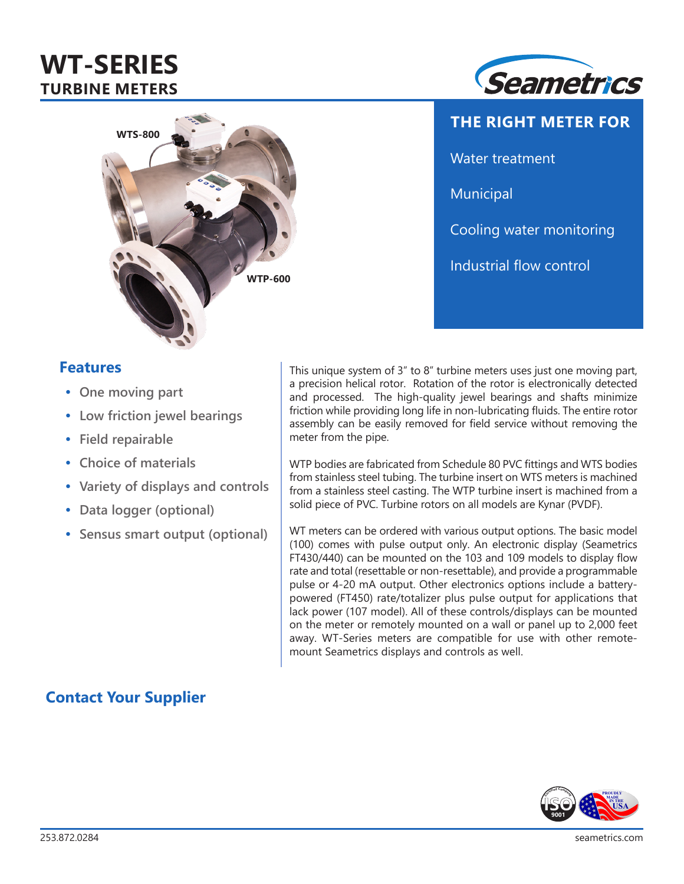# WT-SERIES
## TURBINE METERS

Seametrics

WTS-800

WTP-600

### THE RIGHT METER FOR

Water treatment

Municipal

Cooling water monitoring

Industrial flow control

### Features

- One moving part
- Low friction jewel bearings
- Field repairable
- Choice of materials
- Variety of displays and controls
- Data logger (optional)
- Sensus smart output (optional)

This unique system of 3" to 8" turbine meters uses just one moving part, a precision helical rotor. Rotation of the rotor is electronically detected and processed. The high-quality jewel bearings and shafts minimize friction while providing long life in non-lubricating fluids. The entire rotor assembly can be easily removed for field service without removing the meter from the pipe.

WTP bodies are fabricated from Schedule 80 PVC fittings and WTS bodies from stainless steel tubing. The turbine insert on WTS meters is machined from a stainless steel casting. The WTP turbine insert is machined from a solid piece of PVC. Turbine rotors on all models are Kynar (PVDF).

WT meters can be ordered with various output options. The basic model (100) comes with pulse output only. An electronic display (Seametrics FT430/440) can be mounted on the 103 and 109 models to display flow rate and total (resettable or non-resettable), and provide a programmable pulse or 4-20 mA output. Other electronics options include a battery-powered (FT450) rate/totalizer plus pulse output for applications that lack power (107 model). All of these controls/displays can be mounted on the meter or remotely mounted on a wall or panel up to 2,000 feet away. WT-Series meters are compatible for use with other remote-mount Seametrics displays and controls as well.

### Contact Your Supplier

253.872.0284

seametrics.com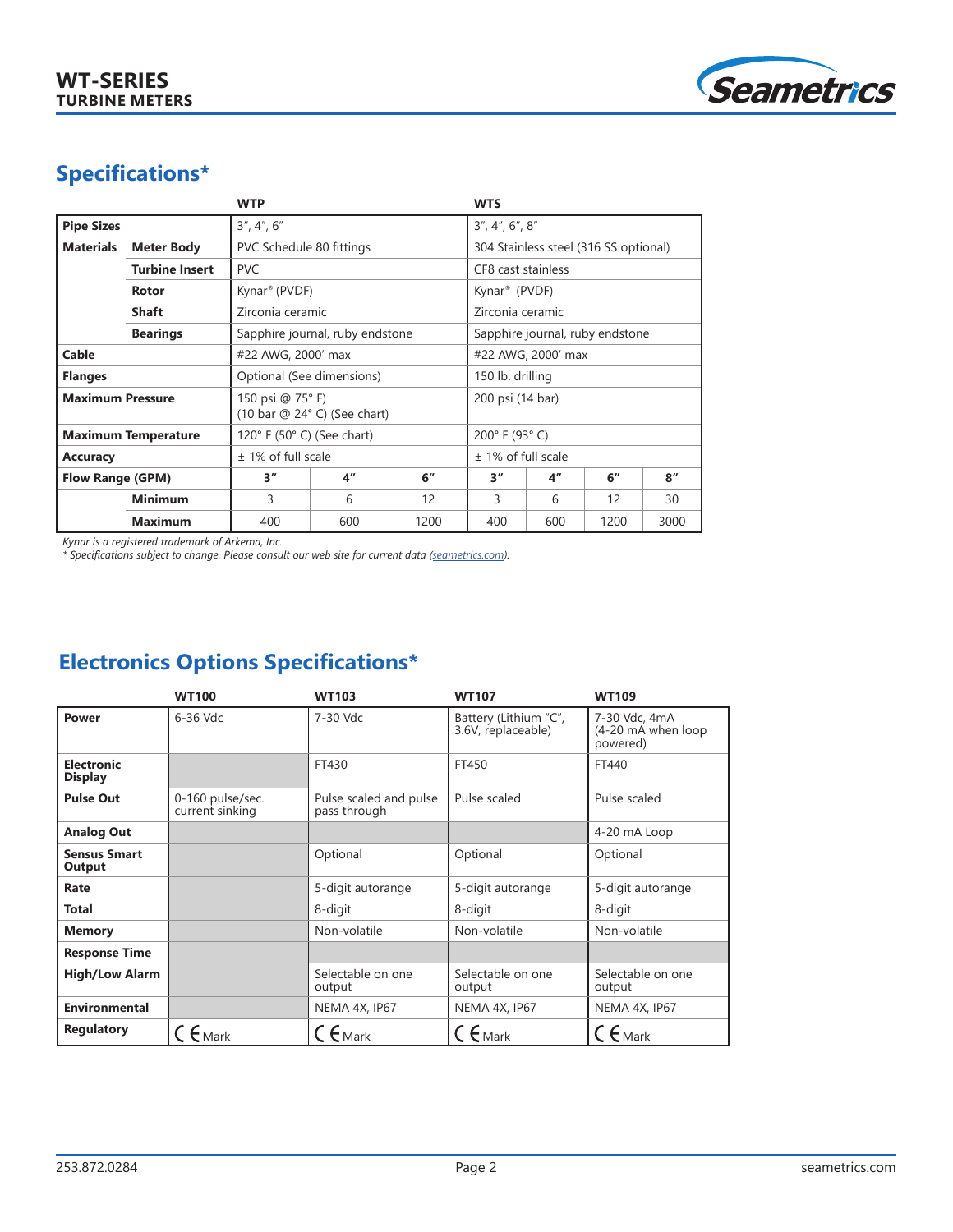## Specifications*

| | | WTP | | | WTS | | | |
|---|---|---|---|---|---|---|---|---|
| **Pipe Sizes** | | 3″, 4″, 6″ | | | 3″, 4″, 6″, 8″ | | | |
| **Materials** | **Meter Body** | PVC Schedule 80 fittings | | | 304 Stainless steel (316 SS optional) | | | |
| | **Turbine Insert** | PVC | | | CF8 cast stainless | | | |
| | **Rotor** | Kynar® (PVDF) | | | Kynar® (PVDF) | | | |
| | **Shaft** | Zirconia ceramic | | | Zirconia ceramic | | | |
| | **Bearings** | Sapphire journal, ruby endstone | | | Sapphire journal, ruby endstone | | | |
| **Cable** | | #22 AWG, 2000′ max | | | #22 AWG, 2000′ max | | | |
| **Flanges** | | Optional (See dimensions) | | | 150 lb. drilling | | | |
| **Maximum Pressure** | | 150 psi @ 75° F) (10 bar @ 24° C) (See chart) | | | 200 psi (14 bar) | | | |
| **Maximum Temperature** | | 120° F (50° C) (See chart) | | | 200° F (93° C) | | | |
| **Accuracy** | | ± 1% of full scale | | | ± 1% of full scale | | | |
| **Flow Range (GPM)** | | **3″** | **4″** | **6″** | **3″** | **4″** | **6″** | **8″** |
| | **Minimum** | 3 | 6 | 12 | 3 | 6 | 12 | 30 |
| | **Maximum** | 400 | 600 | 1200 | 400 | 600 | 1200 | 3000 |

*Kynar is a registered trademark of Arkema, Inc.*
*\* Specifications subject to change. Please consult our web site for current data (seametrics.com).*

## Electronics Options Specifications*

| | WT100 | WT103 | WT107 | WT109 |
|---|---|---|---|---|
| **Power** | 6-36 Vdc | 7-30 Vdc | Battery (Lithium "C", 3.6V, replaceable) | 7-30 Vdc, 4mA (4-20 mA when loop powered) |
| **Electronic Display** | | FT430 | FT450 | FT440 |
| **Pulse Out** | 0-160 pulse/sec. current sinking | Pulse scaled and pulse pass through | Pulse scaled | Pulse scaled |
| **Analog Out** | | | | 4-20 mA Loop |
| **Sensus Smart Output** | | Optional | Optional | Optional |
| **Rate** | | 5-digit autorange | 5-digit autorange | 5-digit autorange |
| **Total** | | 8-digit | 8-digit | 8-digit |
| **Memory** | | Non-volatile | Non-volatile | Non-volatile |
| **Response Time** | | | | |
| **High/Low Alarm** | | Selectable on one output | Selectable on one output | Selectable on one output |
| **Environmental** | | NEMA 4X, IP67 | NEMA 4X, IP67 | NEMA 4X, IP67 |
| **Regulatory** | CE Mark | CE Mark | CE Mark | CE Mark |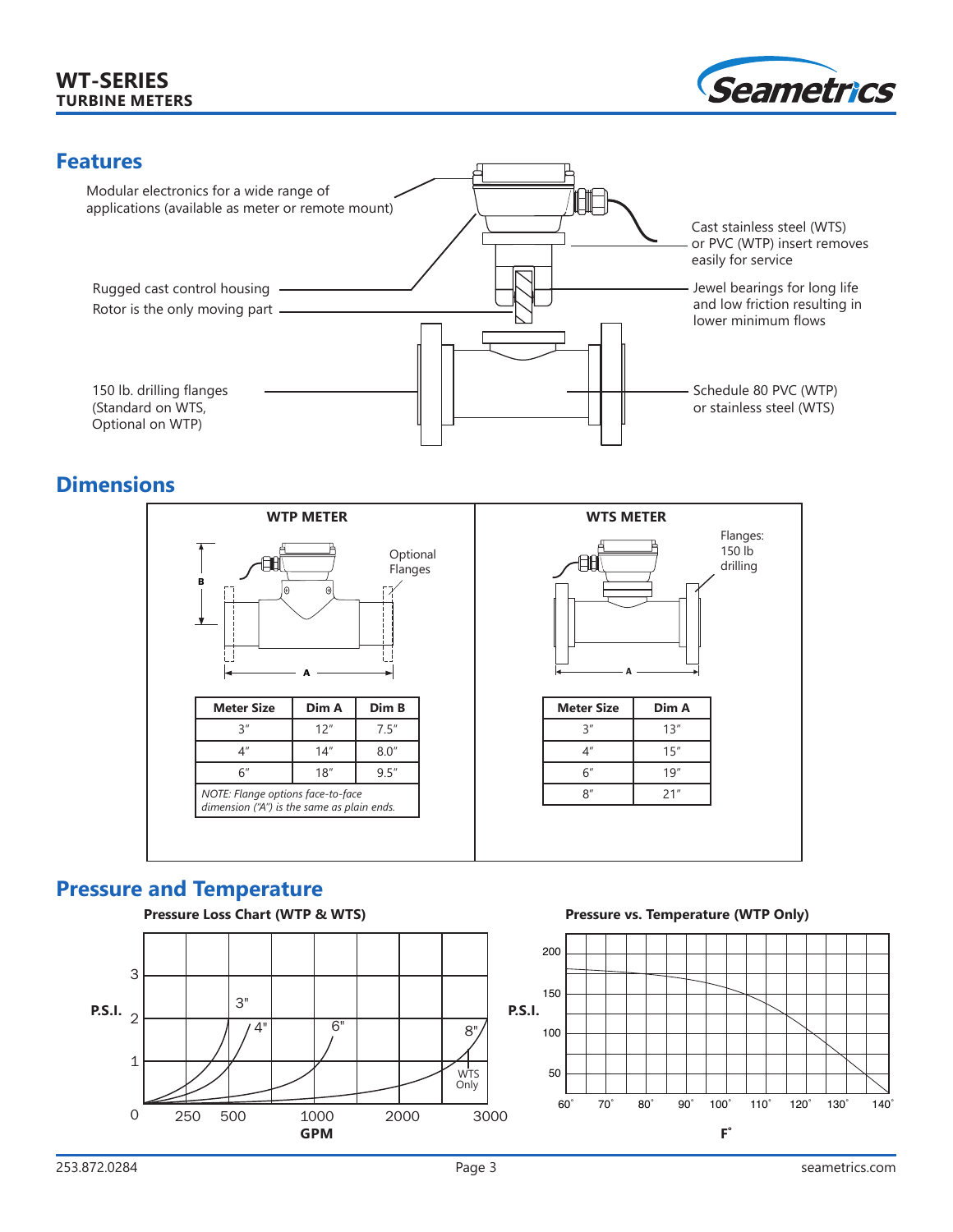## Features

- Modular electronics for a wide range of applications (available as meter or remote mount)
- Rugged cast control housing
- Rotor is the only moving part
- 150 lb. drilling flanges (Standard on WTS, Optional on WTP)
- Cast stainless steel (WTS) or PVC (WTP) insert removes easily for service
- Jewel bearings for long life and low friction resulting in lower minimum flows
- Schedule 80 PVC (WTP) or stainless steel (WTS)

## Dimensions

### WTP METER

Optional Flanges

| Meter Size | Dim A | Dim B |
|---|---|---|
| 3″ | 12″ | 7.5″ |
| 4″ | 14″ | 8.0″ |
| 6″ | 18″ | 9.5″ |

*NOTE: Flange options face-to-face dimension ("A") is the same as plain ends.*

### WTS METER

Flanges: 150 lb drilling

| Meter Size | Dim A |
|---|---|
| 3″ | 13″ |
| 4″ | 15″ |
| 6″ | 19″ |
| 8″ | 21″ |

## Pressure and Temperature

**Pressure Loss Chart (WTP & WTS)**

**Pressure vs. Temperature (WTP Only)**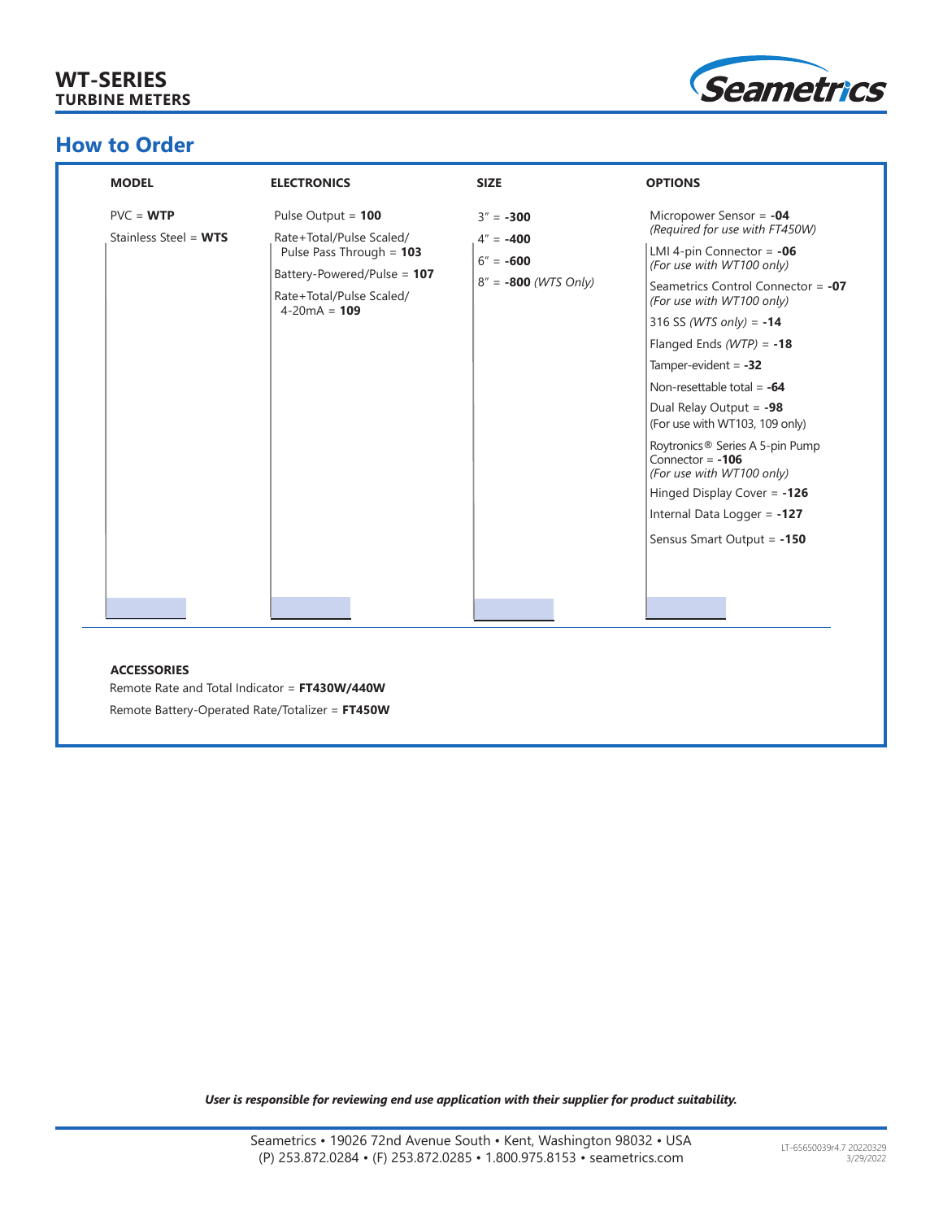## How to Order

| MODEL | ELECTRONICS | SIZE | OPTIONS |
|---|---|---|---|
| PVC = **WTP** | Pulse Output = **100** | 3″ = **-300** | Micropower Sensor = **-04** *(Required for use with FT450W)* |
| Stainless Steel = **WTS** | Rate+Total/Pulse Scaled/ Pulse Pass Through = **103** | 4″ = **-400** | LMI 4-pin Connector = **-06** *(For use with WT100 only)* |
| | Battery-Powered/Pulse = **107** | 6″ = **-600** | Seametrics Control Connector = **-07** *(For use with WT100 only)* |
| | Rate+Total/Pulse Scaled/ 4-20mA = **109** | 8″ = **-800** *(WTS Only)* | 316 SS *(WTS only)* = **-14** |
| | | | Flanged Ends *(WTP)* = **-18** |
| | | | Tamper-evident = **-32** |
| | | | Non-resettable total = **-64** |
| | | | Dual Relay Output = **-98** (For use with WT103, 109 only) |
| | | | Roytronics® Series A 5-pin Pump Connector = **-106** *(For use with WT100 only)* |
| | | | Hinged Display Cover = **-126** |
| | | | Internal Data Logger = **-127** |
| | | | Sensus Smart Output = **-150** |

**ACCESSORIES**

Remote Rate and Total Indicator = **FT430W/440W**

Remote Battery-Operated Rate/Totalizer = **FT450W**

***User is responsible for reviewing end use application with their supplier for product suitability.***

Seametrics • 19026 72nd Avenue South • Kent, Washington 98032 • USA
(P) 253.872.0284 • (F) 253.872.0285 • 1.800.975.8153 • seametrics.com

LT-65650039r4.7 20220329
3/29/2022